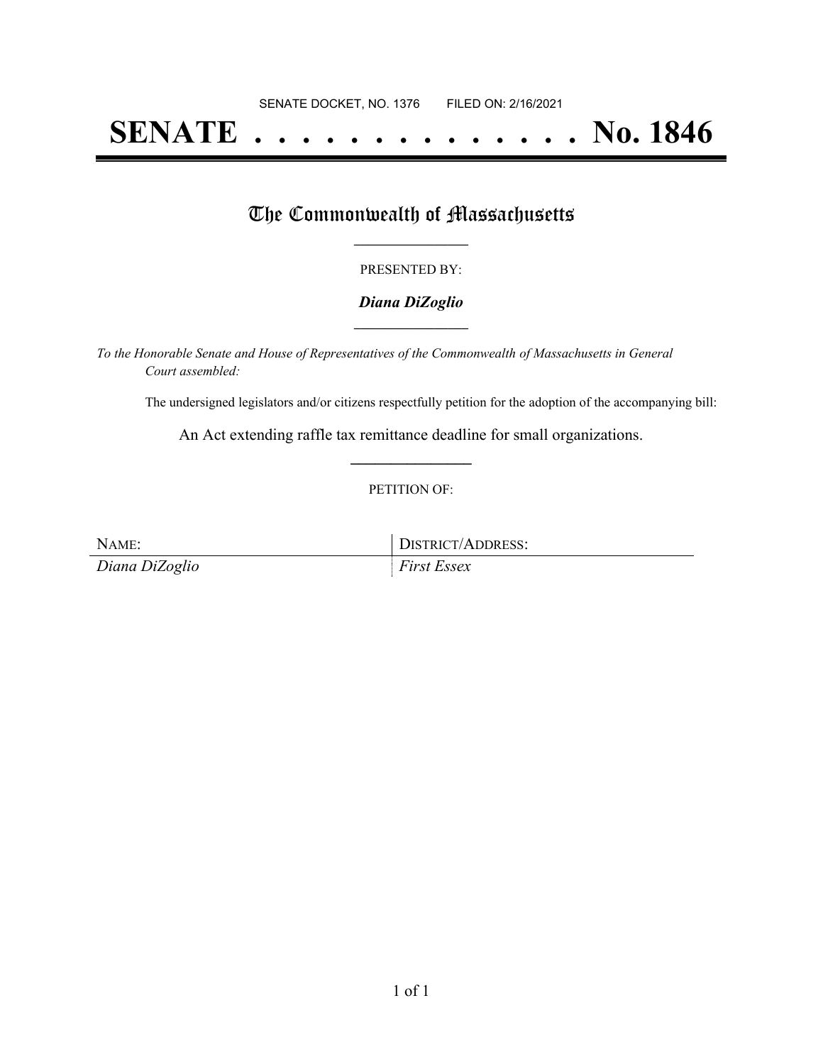SENATE DOCKET, NO. 1376        FILED ON: 2/16/2021

# SENATE . . . . . . . . . . . . . . . No. 1846

## The Commonwealth of Massachusetts

PRESENTED BY:

***Diana DiZoglio***

*To the Honorable Senate and House of Representatives of the Commonwealth of Massachusetts in General Court assembled:*

The undersigned legislators and/or citizens respectfully petition for the adoption of the accompanying bill:

An Act extending raffle tax remittance deadline for small organizations.

PETITION OF:

| NAME: | DISTRICT/ADDRESS: |
| --- | --- |
| *Diana DiZoglio* | *First Essex* |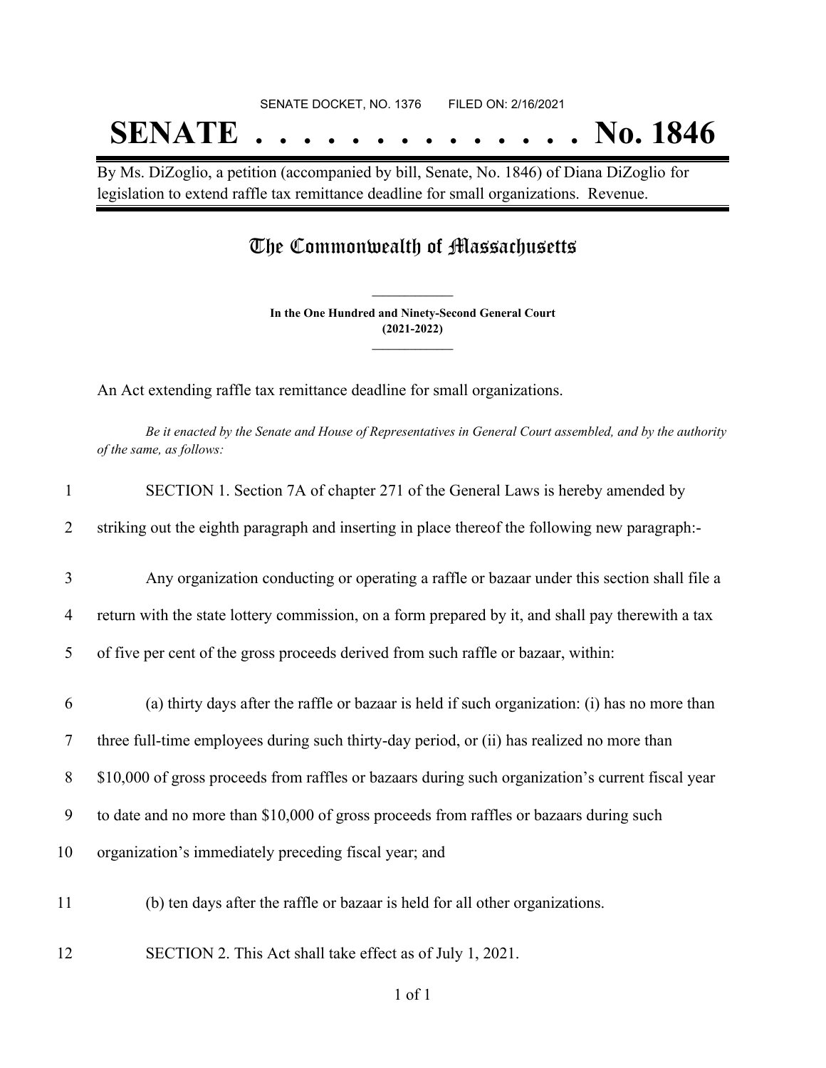SENATE DOCKET, NO. 1376        FILED ON: 2/16/2021

# SENATE . . . . . . . . . . . . . . No. 1846

By Ms. DiZoglio, a petition (accompanied by bill, Senate, No. 1846) of Diana DiZoglio for legislation to extend raffle tax remittance deadline for small organizations. Revenue.

## The Commonwealth of Massachusetts

**In the One Hundred and Ninety-Second General Court**
**(2021-2022)**

An Act extending raffle tax remittance deadline for small organizations.

*Be it enacted by the Senate and House of Representatives in General Court assembled, and by the authority of the same, as follows:*

1 SECTION 1. Section 7A of chapter 271 of the General Laws is hereby amended by
2 striking out the eighth paragraph and inserting in place thereof the following new paragraph:-

3 Any organization conducting or operating a raffle or bazaar under this section shall file a
4 return with the state lottery commission, on a form prepared by it, and shall pay therewith a tax
5 of five per cent of the gross proceeds derived from such raffle or bazaar, within:

6 (a) thirty days after the raffle or bazaar is held if such organization: (i) has no more than
7 three full-time employees during such thirty-day period, or (ii) has realized no more than
8 $10,000 of gross proceeds from raffles or bazaars during such organization's current fiscal year
9 to date and no more than $10,000 of gross proceeds from raffles or bazaars during such
10 organization's immediately preceding fiscal year; and

11 (b) ten days after the raffle or bazaar is held for all other organizations.

12 SECTION 2. This Act shall take effect as of July 1, 2021.